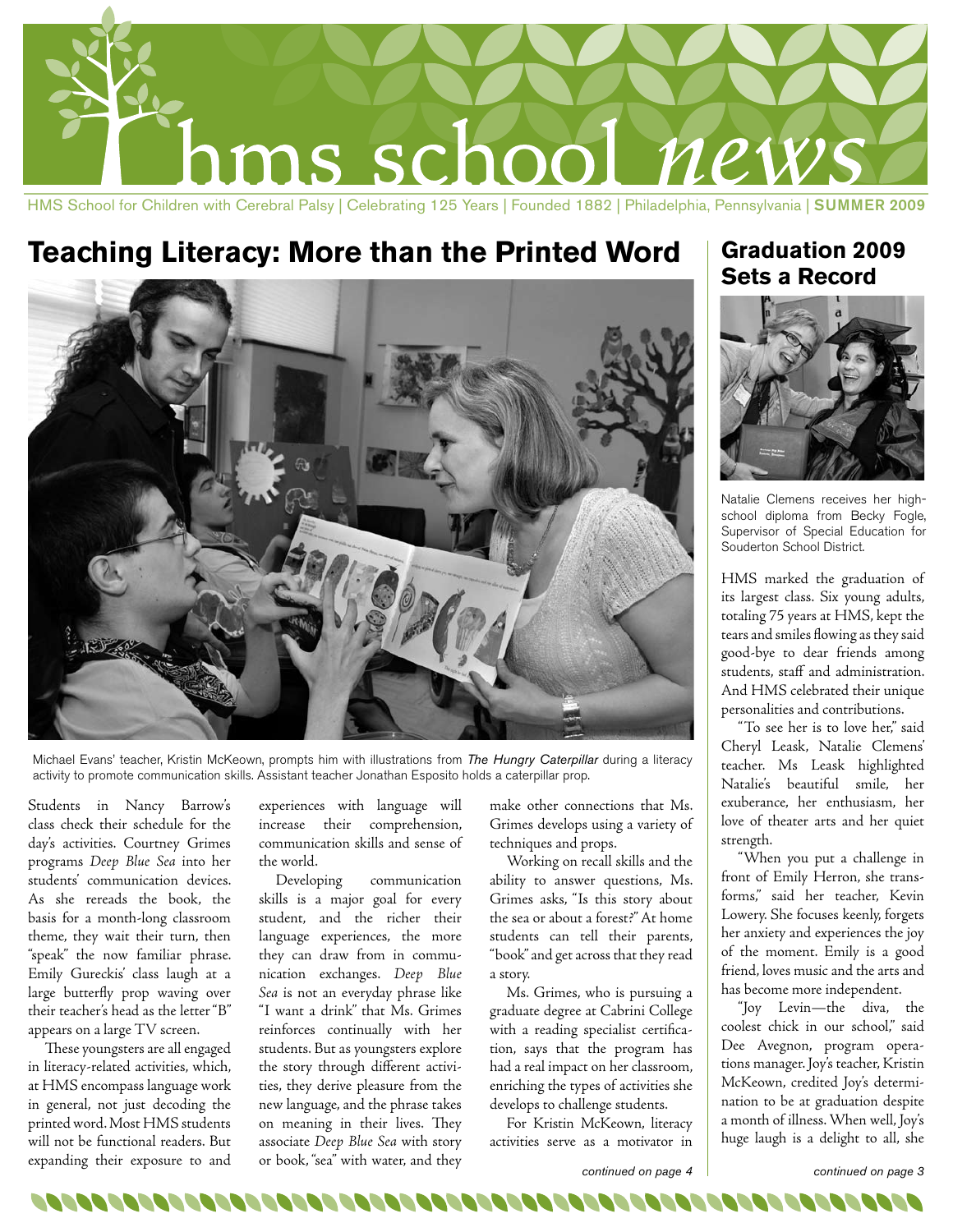# hms school *news*

HMS School for Children with Cerebral Palsy | Celebrating 125 Years | Founded 1882 | Philadelphia, Pennsylvania | **SUMMER 2009**

## Teaching Literacy: More than the Printed Word

Michael Evans' teacher, Kristin McKeown, prompts him with illustrations from *The Hungry Caterpillar* during a literacy activity to promote communication skills. Assistant teacher Jonathan Esposito holds a caterpillar prop.

Students in Nancy Barrow's class check their schedule for the day's activities. Courtney Grimes programs *Deep Blue Sea* into her students' communication devices. As she rereads the book, the basis for a month-long classroom theme, they wait their turn, then "speak" the now familiar phrase. Emily Gureckis' class laugh at a large butterfly prop waving over their teacher's head as the letter "B" appears on a large TV screen.

These youngsters are all engaged in literacy-related activities, which, at HMS encompass language work in general, not just decoding the printed word. Most HMS students will not be functional readers. But expanding their exposure to and experiences with language will increase their comprehension, communication skills and sense of the world.

Developing communication skills is a major goal for every student, and the richer their language experiences, the more they can draw from in communication exchanges. *Deep Blue Sea* is not an everyday phrase like "I want a drink" that Ms. Grimes reinforces continually with her students. But as youngsters explore the story through different activities, they derive pleasure from the new language, and the phrase takes on meaning in their lives. They associate *Deep Blue Sea* with story or book, "sea" with water, and they make other connections that Ms. Grimes develops using a variety of techniques and props.

Working on recall skills and the ability to answer questions, Ms. Grimes asks, "Is this story about the sea or about a forest?" At home students can tell their parents, "book" and get across that they read a story.

Ms. Grimes, who is pursuing a graduate degree at Cabrini College with a reading specialist certification, says that the program has had a real impact on her classroom, enriching the types of activities she develops to challenge students.

For Kristin McKeown, literacy activities serve as a motivator in

*continued on page 4*

## Graduation 2009 Sets a Record

Natalie Clemens receives her high-school diploma from Becky Fogle, Supervisor of Special Education for Souderton School District.

HMS marked the graduation of its largest class. Six young adults, totaling 75 years at HMS, kept the tears and smiles flowing as they said good-bye to dear friends among students, staff and administration. And HMS celebrated their unique personalities and contributions.

"To see her is to love her," said Cheryl Leask, Natalie Clemens' teacher. Ms Leask highlighted Natalie's beautiful smile, her exuberance, her enthusiasm, her love of theater arts and her quiet strength.

"When you put a challenge in front of Emily Herron, she transforms," said her teacher, Kevin Lowery. She focuses keenly, forgets her anxiety and experiences the joy of the moment. Emily is a good friend, loves music and the arts and has become more independent.

"Joy Levin—the diva, the coolest chick in our school," said Dee Avegnon, program operations manager. Joy's teacher, Kristin McKeown, credited Joy's determination to be at graduation despite a month of illness. When well, Joy's huge laugh is a delight to all, she

*continued on page 3*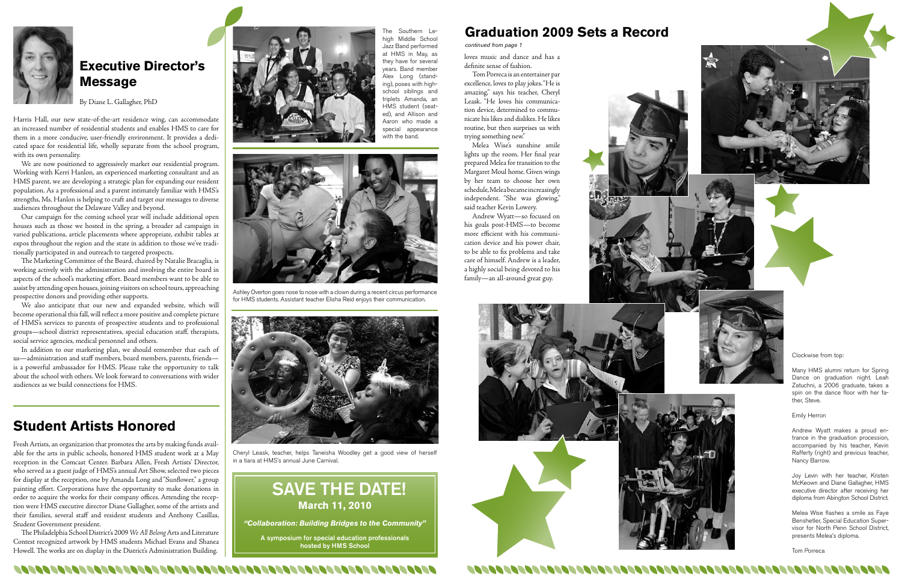## Executive Director's Message

By Diane L. Gallagher, PhD

Harris Hall, our new state-of-the-art residence wing, can accommodate an increased number of residential students and enables HMS to care for them in a more conducive, user-friendly environment. It provides a dedicated space for residential life, wholly separate from the school program, with its own personality.

We are now positioned to aggressively market our residential program. Working with Kerri Hanlon, an experienced marketing consultant and an HMS parent, we are developing a strategic plan for expanding our resident population. As a professional and a parent intimately familiar with HMS's strengths, Ms. Hanlon is helping to craft and target our messages to diverse audiences throughout the Delaware Valley and beyond.

Our campaign for the coming school year will include additional open houses such as those we hosted in the spring, a broader ad campaign in varied publications, article placements where appropriate, exhibit tables at expos throughout the region and the state in addition to those we've traditionally participated in and outreach to targeted prospects.

The Marketing Committee of the Board, chaired by Natalie Bracaglia, is working actively with the administration and involving the entire board in aspects of the school's marketing effort. Board members want to be able to assist by attending open houses, joining visitors on school tours, approaching prospective donors and providing other supports.

We also anticipate that our new and expanded website, which will become operational this fall, will reflect a more positive and complete picture of HMS's services to parents of prospective students and to professional groups—school district representatives, special education staff, therapists, social service agencies, medical personnel and others.

In addition to our marketing plan, we should remember that each of us—administration and staff members, board members, parents, friends—is a powerful ambassador for HMS. Please take the opportunity to talk about the school with others. We look forward to conversations with wider audiences as we build connections for HMS.

## Student Artists Honored

Fresh Artists, an organization that promotes the arts by making funds available for the arts in public schools, honored HMS student work at a May reception in the Comcast Center. Barbara Allen, Fresh Artists' Director, who served as a guest judge of HMS's annual Art Show, selected two pieces for display at the reception, one by Amanda Long and "Sunflower," a group painting effort. Corporations have the opportunity to make donations in order to acquire the works for their company offices. Attending the reception were HMS executive director Diane Gallagher, some of the artists and their families, several staff and resident students and Anthony Casillas, Student Government president.

The Philadelphia School District's 2009 *We All Belong* Arts and Literature Contest recognized artwork by HMS students Michael Evans and Shanea Howell. The works are on display in the District's Administration Building.

The Southern Lehigh Middle School Jazz Band performed at HMS in May, as they have for several years. Band member Alex Long (standing), poses with high-school siblings and triplets Amanda, an HMS student (seated), and Allison and Aaron who made a special appearance with the band.

Ashley Overton goes nose to nose with a clown during a recent circus performance for HMS students. Assistant teacher Elisha Reid enjoys their communication.

Cheryl Leask, teacher, helps Taneisha Woodley get a good view of herself in a tiara at HMS's annual June Carnival.

## SAVE THE DATE!

**March 11, 2010**

***"Collaboration: Building Bridges to the Community"***

**A symposium for special education professionals hosted by HMS School**

## Graduation 2009 Sets a Record

*continued from page 1*

loves music and dance and has a definite sense of fashion.

Tom Porreca is an entertainer par excellence, loves to play jokes. "He is amazing," says his teacher, Cheryl Leask. "He loves his communication device, determined to communicate his likes and dislikes. He likes routine, but then surprises us with trying something new."

Melea Wise's sunshine smile lights up the room. Her final year prepared Melea for transition to the Margaret Moul home. Given wings by her team to choose her own schedule, Melea became increasingly independent. "She was glowing," said teacher Kevin Lowery.

Andrew Wyatt—so focused on his goals post-HMS—to become more efficient with his communication device and his power chair, to be able to fix problems and take care of himself. Andrew is a leader, a highly social being devoted to his family—an all-around great guy.

Clockwise from top:

Many HMS alumni return for Spring Dance on graduation night. Leah Zatuchni, a 2006 graduate, takes a spin on the dance floor with her father, Steve.

Emily Herron

Andrew Wyatt makes a proud entrance in the graduation procession, accompanied by his teacher, Kevin Rafferty (right) and previous teacher, Nancy Barrow.

Joy Levin with her teacher, Kristen McKeown and Diane Gallagher, HMS executive director after receiving her diploma from Abington School District.

Melea Wise flashes a smile as Faye Benshetler, Special Education Supervisor for North Penn School District, presents Melea's diploma.

Tom Porreca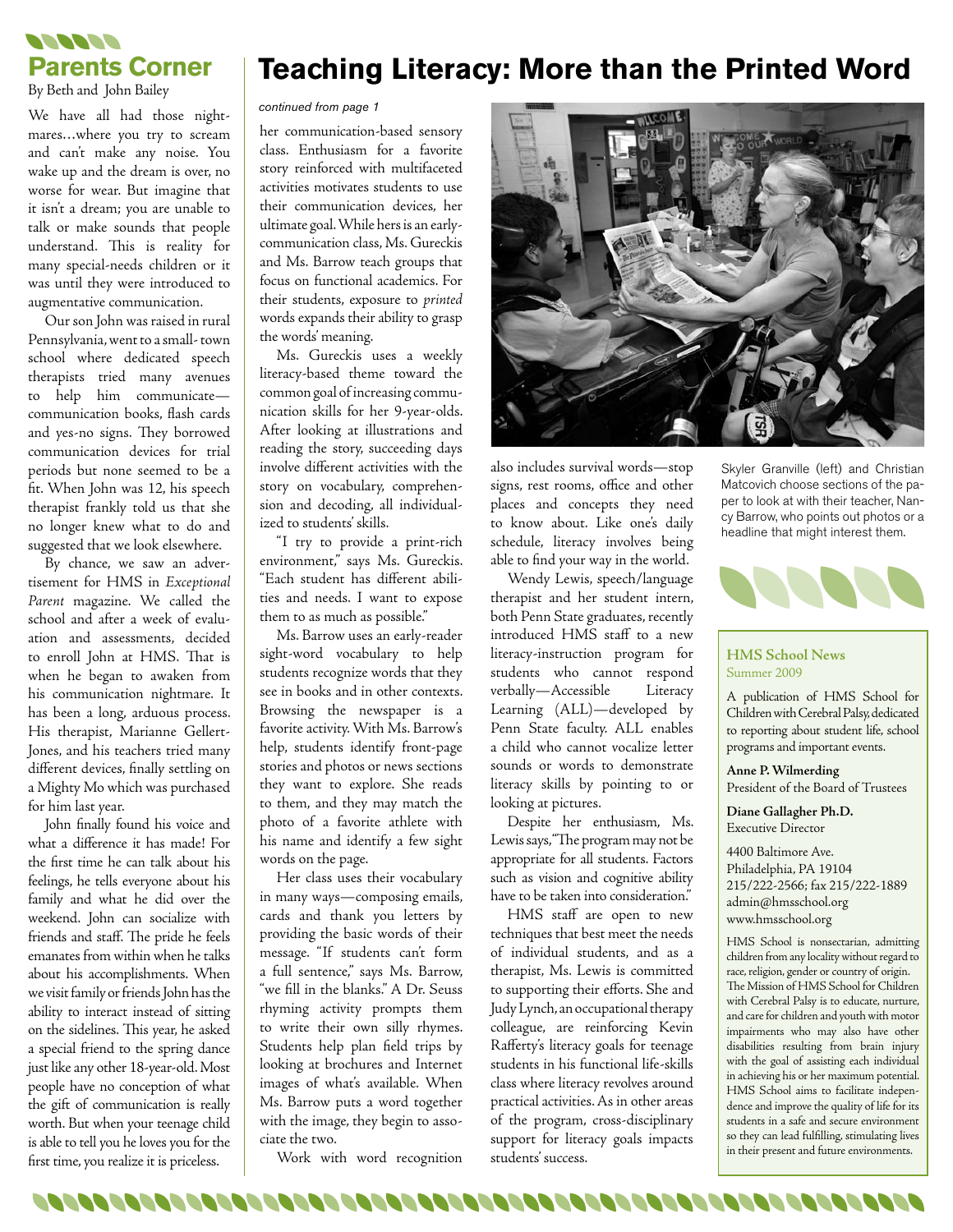## Parents Corner

By Beth and John Bailey

We have all had those nightmares…where you try to scream and can't make any noise. You wake up and the dream is over, no worse for wear. But imagine that it isn't a dream; you are unable to talk or make sounds that people understand. This is reality for many special-needs children or it was until they were introduced to augmentative communication.

Our son John was raised in rural Pennsylvania, went to a small-town school where dedicated speech therapists tried many avenues to help him communicate—communication books, flash cards and yes-no signs. They borrowed communication devices for trial periods but none seemed to be a fit. When John was 12, his speech therapist frankly told us that she no longer knew what to do and suggested that we look elsewhere.

By chance, we saw an advertisement for HMS in *Exceptional Parent* magazine. We called the school and after a week of evaluation and assessments, decided to enroll John at HMS. That is when he began to awaken from his communication nightmare. It has been a long, arduous process. His therapist, Marianne Gellert-Jones, and his teachers tried many different devices, finally settling on a Mighty Mo which was purchased for him last year.

John finally found his voice and what a difference it has made! For the first time he can talk about his feelings, he tells everyone about his family and what he did over the weekend. John can socialize with friends and staff. The pride he feels emanates from within when he talks about his accomplishments. When we visit family or friends John has the ability to interact instead of sitting on the sidelines. This year, he asked a special friend to the spring dance just like any other 18-year-old. Most people have no conception of what the gift of communication is really worth. But when your teenage child is able to tell you he loves you for the first time, you realize it is priceless.

# Teaching Literacy: More than the Printed Word

*continued from page 1*

her communication-based sensory class. Enthusiasm for a favorite story reinforced with multifaceted activities motivates students to use their communication devices, her ultimate goal. While hers is an early-communication class, Ms. Gureckis and Ms. Barrow teach groups that focus on functional academics. For their students, exposure to *printed* words expands their ability to grasp the words' meaning.

Ms. Gureckis uses a weekly literacy-based theme toward the common goal of increasing communication skills for her 9-year-olds. After looking at illustrations and reading the story, succeeding days involve different activities with the story on vocabulary, comprehension and decoding, all individualized to students' skills.

"I try to provide a print-rich environment," says Ms. Gureckis. "Each student has different abilities and needs. I want to expose them to as much as possible."

Ms. Barrow uses an early-reader sight-word vocabulary to help students recognize words that they see in books and in other contexts. Browsing the newspaper is a favorite activity. With Ms. Barrow's help, students identify front-page stories and photos or news sections they want to explore. She reads to them, and they may match the photo of a favorite athlete with his name and identify a few sight words on the page.

Her class uses their vocabulary in many ways—composing emails, cards and thank you letters by providing the basic words of their message. "If students can't form a full sentence," says Ms. Barrow, "we fill in the blanks." A Dr. Seuss rhyming activity prompts them to write their own silly rhymes. Students help plan field trips by looking at brochures and Internet images of what's available. When Ms. Barrow puts a word together with the image, they begin to associate the two.

Work with word recognition also includes survival words—stop signs, rest rooms, office and other places and concepts they need to know about. Like one's daily schedule, literacy involves being able to find your way in the world.

Wendy Lewis, speech/language therapist and her student intern, both Penn State graduates, recently introduced HMS staff to a new literacy-instruction program for students who cannot respond verbally—Accessible Literacy Learning (ALL)—developed by Penn State faculty. ALL enables a child who cannot vocalize letter sounds or words to demonstrate literacy skills by pointing to or looking at pictures.

Despite her enthusiasm, Ms. Lewis says, "The program may not be appropriate for all students. Factors such as vision and cognitive ability have to be taken into consideration."

HMS staff are open to new techniques that best meet the needs of individual students, and as a therapist, Ms. Lewis is committed to supporting their efforts. She and Judy Lynch, an occupational therapy colleague, are reinforcing Kevin Rafferty's literacy goals for teenage students in his functional life-skills class where literacy revolves around practical activities. As in other areas of the program, cross-disciplinary support for literacy goals impacts students' success.

Skyler Granville (left) and Christian Matcovich choose sections of the paper to look at with their teacher, Nancy Barrow, who points out photos or a headline that might interest them.

### HMS School News
Summer 2009

A publication of HMS School for Children with Cerebral Palsy, dedicated to reporting about student life, school programs and important events.

**Anne P. Wilmerding**
President of the Board of Trustees

**Diane Gallagher Ph.D.**
Executive Director

4400 Baltimore Ave.
Philadelphia, PA 19104
215/222-2566; fax 215/222-1889
admin@hmsschool.org
www.hmsschool.org

HMS School is nonsectarian, admitting children from any locality without regard to race, religion, gender or country of origin. The Mission of HMS School for Children with Cerebral Palsy is to educate, nurture, and care for children and youth with motor impairments who may also have other disabilities resulting from brain injury with the goal of assisting each individual in achieving his or her maximum potential. HMS School aims to facilitate independence and improve the quality of life for its students in a safe and secure environment so they can lead fulfilling, stimulating lives in their present and future environments.